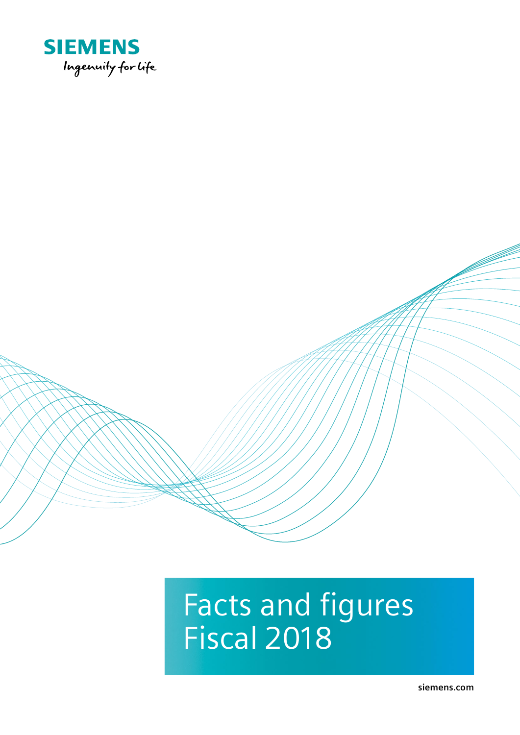**SIEMENS**

*Ingenuity for life*

# Facts and figures Fiscal 2018

siemens.com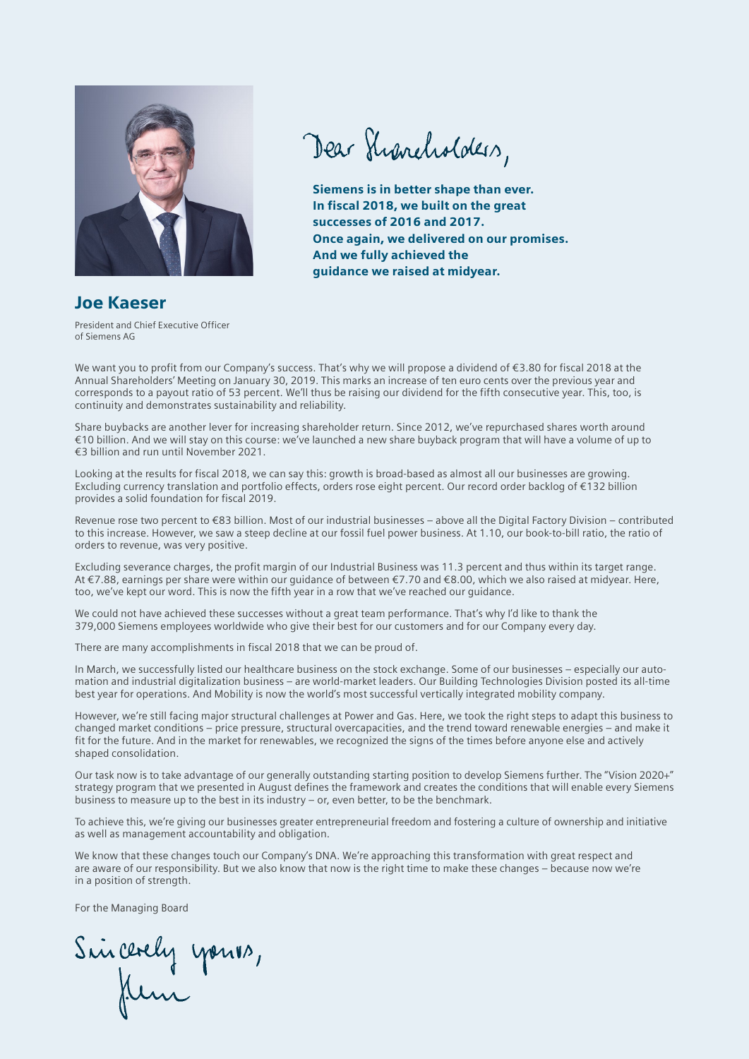Dear Shareholders,

**Siemens is in better shape than ever. In fiscal 2018, we built on the great successes of 2016 and 2017. Once again, we delivered on our promises. And we fully achieved the guidance we raised at midyear.**

## Joe Kaeser

President and Chief Executive Officer of Siemens AG

We want you to profit from our Company's success. That's why we will propose a dividend of €3.80 for fiscal 2018 at the Annual Shareholders' Meeting on January 30, 2019. This marks an increase of ten euro cents over the previous year and corresponds to a payout ratio of 53 percent. We'll thus be raising our dividend for the fifth consecutive year. This, too, is continuity and demonstrates sustainability and reliability.

Share buybacks are another lever for increasing shareholder return. Since 2012, we've repurchased shares worth around €10 billion. And we will stay on this course: we've launched a new share buyback program that will have a volume of up to €3 billion and run until November 2021.

Looking at the results for fiscal 2018, we can say this: growth is broad-based as almost all our businesses are growing. Excluding currency translation and portfolio effects, orders rose eight percent. Our record order backlog of €132 billion provides a solid foundation for fiscal 2019.

Revenue rose two percent to €83 billion. Most of our industrial businesses – above all the Digital Factory Division – contributed to this increase. However, we saw a steep decline at our fossil fuel power business. At 1.10, our book-to-bill ratio, the ratio of orders to revenue, was very positive.

Excluding severance charges, the profit margin of our Industrial Business was 11.3 percent and thus within its target range. At €7.88, earnings per share were within our guidance of between €7.70 and €8.00, which we also raised at midyear. Here, too, we've kept our word. This is now the fifth year in a row that we've reached our guidance.

We could not have achieved these successes without a great team performance. That's why I'd like to thank the 379,000 Siemens employees worldwide who give their best for our customers and for our Company every day.

There are many accomplishments in fiscal 2018 that we can be proud of.

In March, we successfully listed our healthcare business on the stock exchange. Some of our businesses – especially our automation and industrial digitalization business – are world-market leaders. Our Building Technologies Division posted its all-time best year for operations. And Mobility is now the world's most successful vertically integrated mobility company.

However, we're still facing major structural challenges at Power and Gas. Here, we took the right steps to adapt this business to changed market conditions – price pressure, structural overcapacities, and the trend toward renewable energies – and make it fit for the future. And in the market for renewables, we recognized the signs of the times before anyone else and actively shaped consolidation.

Our task now is to take advantage of our generally outstanding starting position to develop Siemens further. The "Vision 2020+" strategy program that we presented in August defines the framework and creates the conditions that will enable every Siemens business to measure up to the best in its industry – or, even better, to be the benchmark.

To achieve this, we're giving our businesses greater entrepreneurial freedom and fostering a culture of ownership and initiative as well as management accountability and obligation.

We know that these changes touch our Company's DNA. We're approaching this transformation with great respect and are aware of our responsibility. But we also know that now is the right time to make these changes – because now we're in a position of strength.

For the Managing Board

Sincerely yours,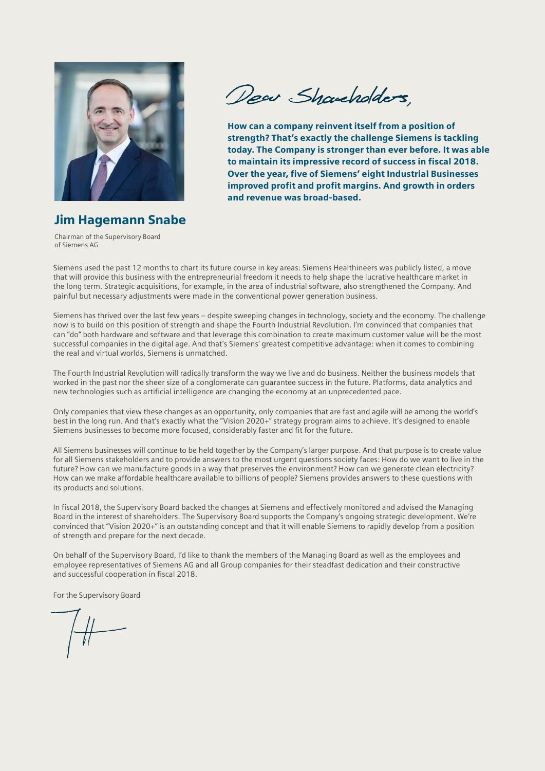## Jim Hagemann Snabe

Chairman of the Supervisory Board of Siemens AG

Dear Shareholders,

**How can a company reinvent itself from a position of strength? That's exactly the challenge Siemens is tackling today. The Company is stronger than ever before. It was able to maintain its impressive record of success in fiscal 2018. Over the year, five of Siemens' eight Industrial Businesses improved profit and profit margins. And growth in orders and revenue was broad-based.**

Siemens used the past 12 months to chart its future course in key areas: Siemens Healthineers was publicly listed, a move that will provide this business with the entrepreneurial freedom it needs to help shape the lucrative healthcare market in the long term. Strategic acquisitions, for example, in the area of industrial software, also strengthened the Company. And painful but necessary adjustments were made in the conventional power generation business.

Siemens has thrived over the last few years – despite sweeping changes in technology, society and the economy. The challenge now is to build on this position of strength and shape the Fourth Industrial Revolution. I'm convinced that companies that can "do" both hardware and software and that leverage this combination to create maximum customer value will be the most successful companies in the digital age. And that's Siemens' greatest competitive advantage: when it comes to combining the real and virtual worlds, Siemens is unmatched.

The Fourth Industrial Revolution will radically transform the way we live and do business. Neither the business models that worked in the past nor the sheer size of a conglomerate can guarantee success in the future. Platforms, data analytics and new technologies such as artificial intelligence are changing the economy at an unprecedented pace.

Only companies that view these changes as an opportunity, only companies that are fast and agile will be among the world's best in the long run. And that's exactly what the "Vision 2020+" strategy program aims to achieve. It's designed to enable Siemens businesses to become more focused, considerably faster and fit for the future.

All Siemens businesses will continue to be held together by the Company's larger purpose. And that purpose is to create value for all Siemens stakeholders and to provide answers to the most urgent questions society faces: How do we want to live in the future? How can we manufacture goods in a way that preserves the environment? How can we generate clean electricity? How can we make affordable healthcare available to billions of people? Siemens provides answers to these questions with its products and solutions.

In fiscal 2018, the Supervisory Board backed the changes at Siemens and effectively monitored and advised the Managing Board in the interest of shareholders. The Supervisory Board supports the Company's ongoing strategic development. We're convinced that "Vision 2020+" is an outstanding concept and that it will enable Siemens to rapidly develop from a position of strength and prepare for the next decade.

On behalf of the Supervisory Board, I'd like to thank the members of the Managing Board as well as the employees and employee representatives of Siemens AG and all Group companies for their steadfast dedication and their constructive and successful cooperation in fiscal 2018.

For the Supervisory Board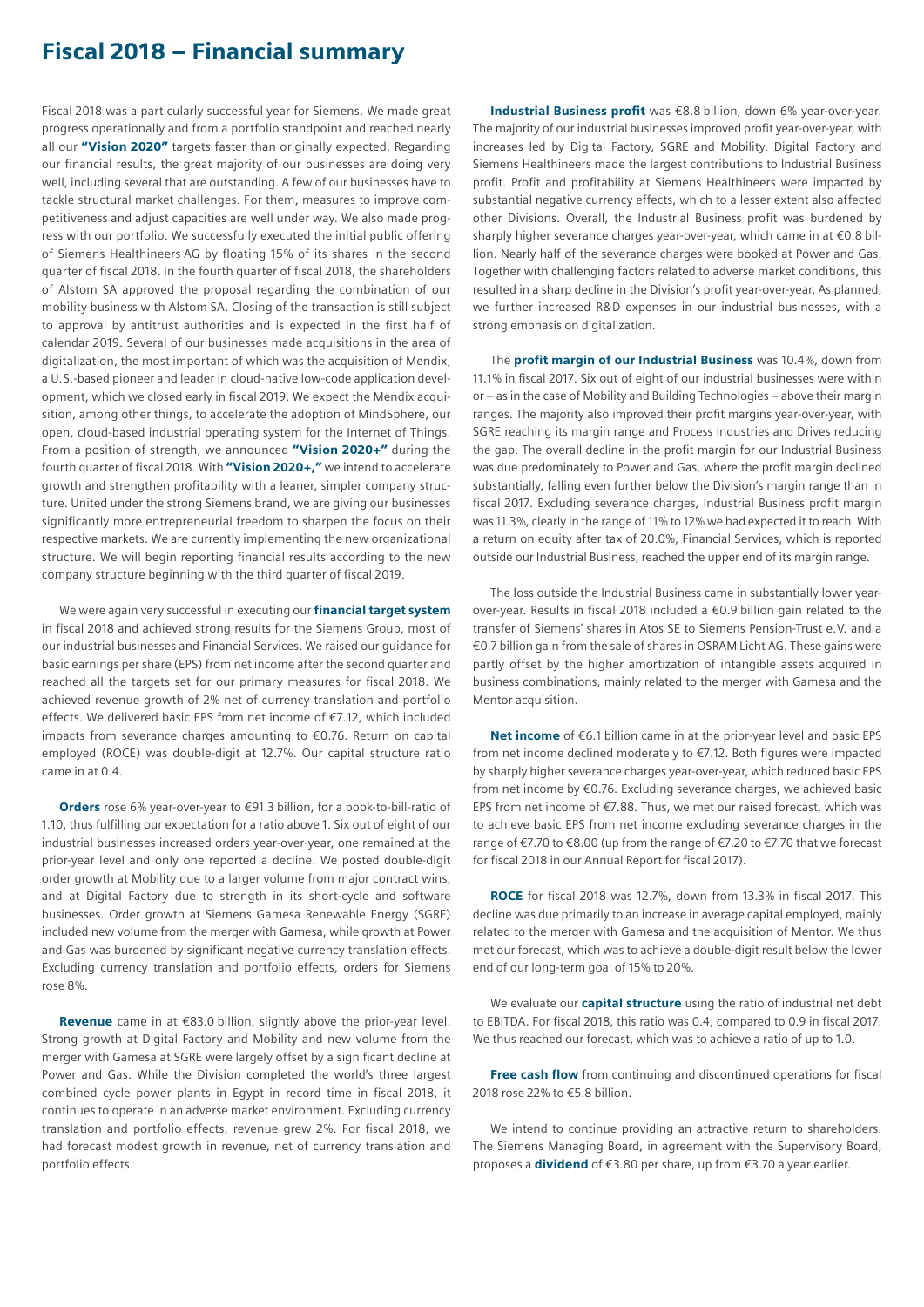# Fiscal 2018 – Financial summary

Fiscal 2018 was a particularly successful year for Siemens. We made great progress operationally and from a portfolio standpoint and reached nearly all our **"Vision 2020"** targets faster than originally expected. Regarding our financial results, the great majority of our businesses are doing very well, including several that are outstanding. A few of our businesses have to tackle structural market challenges. For them, measures to improve competitiveness and adjust capacities are well under way. We also made progress with our portfolio. We successfully executed the initial public offering of Siemens Healthineers AG by floating 15% of its shares in the second quarter of fiscal 2018. In the fourth quarter of fiscal 2018, the shareholders of Alstom SA approved the proposal regarding the combination of our mobility business with Alstom SA. Closing of the transaction is still subject to approval by antitrust authorities and is expected in the first half of calendar 2019. Several of our businesses made acquisitions in the area of digitalization, the most important of which was the acquisition of Mendix, a U.S.-based pioneer and leader in cloud-native low-code application development, which we closed early in fiscal 2019. We expect the Mendix acquisition, among other things, to accelerate the adoption of MindSphere, our open, cloud-based industrial operating system for the Internet of Things. From a position of strength, we announced **"Vision 2020+"** during the fourth quarter of fiscal 2018. With **"Vision 2020+,"** we intend to accelerate growth and strengthen profitability with a leaner, simpler company structure. United under the strong Siemens brand, we are giving our businesses significantly more entrepreneurial freedom to sharpen the focus on their respective markets. We are currently implementing the new organizational structure. We will begin reporting financial results according to the new company structure beginning with the third quarter of fiscal 2019.

We were again very successful in executing our **financial target system** in fiscal 2018 and achieved strong results for the Siemens Group, most of our industrial businesses and Financial Services. We raised our guidance for basic earnings per share (EPS) from net income after the second quarter and reached all the targets set for our primary measures for fiscal 2018. We achieved revenue growth of 2% net of currency translation and portfolio effects. We delivered basic EPS from net income of €7.12, which included impacts from severance charges amounting to €0.76. Return on capital employed (ROCE) was double-digit at 12.7%. Our capital structure ratio came in at 0.4.

**Orders** rose 6% year-over-year to €91.3 billion, for a book-to-bill-ratio of 1.10, thus fulfilling our expectation for a ratio above 1. Six out of eight of our industrial businesses increased orders year-over-year, one remained at the prior-year level and only one reported a decline. We posted double-digit order growth at Mobility due to a larger volume from major contract wins, and at Digital Factory due to strength in its short-cycle and software businesses. Order growth at Siemens Gamesa Renewable Energy (SGRE) included new volume from the merger with Gamesa, while growth at Power and Gas was burdened by significant negative currency translation effects. Excluding currency translation and portfolio effects, orders for Siemens rose 8%.

**Revenue** came in at €83.0 billion, slightly above the prior-year level. Strong growth at Digital Factory and Mobility and new volume from the merger with Gamesa at SGRE were largely offset by a significant decline at Power and Gas. While the Division completed the world's three largest combined cycle power plants in Egypt in record time in fiscal 2018, it continues to operate in an adverse market environment. Excluding currency translation and portfolio effects, revenue grew 2%. For fiscal 2018, we had forecast modest growth in revenue, net of currency translation and portfolio effects.

**Industrial Business profit** was €8.8 billion, down 6% year-over-year. The majority of our industrial businesses improved profit year-over-year, with increases led by Digital Factory, SGRE and Mobility. Digital Factory and Siemens Healthineers made the largest contributions to Industrial Business profit. Profit and profitability at Siemens Healthineers were impacted by substantial negative currency effects, which to a lesser extent also affected other Divisions. Overall, the Industrial Business profit was burdened by sharply higher severance charges year-over-year, which came in at €0.8 billion. Nearly half of the severance charges were booked at Power and Gas. Together with challenging factors related to adverse market conditions, this resulted in a sharp decline in the Division's profit year-over-year. As planned, we further increased R&D expenses in our industrial businesses, with a strong emphasis on digitalization.

The **profit margin of our Industrial Business** was 10.4%, down from 11.1% in fiscal 2017. Six out of eight of our industrial businesses were within or – as in the case of Mobility and Building Technologies – above their margin ranges. The majority also improved their profit margins year-over-year, with SGRE reaching its margin range and Process Industries and Drives reducing the gap. The overall decline in the profit margin for our Industrial Business was due predominately to Power and Gas, where the profit margin declined substantially, falling even further below the Division's margin range than in fiscal 2017. Excluding severance charges, Industrial Business profit margin was 11.3%, clearly in the range of 11% to 12% we had expected it to reach. With a return on equity after tax of 20.0%, Financial Services, which is reported outside our Industrial Business, reached the upper end of its margin range.

The loss outside the Industrial Business came in substantially lower year-over-year. Results in fiscal 2018 included a €0.9 billion gain related to the transfer of Siemens' shares in Atos SE to Siemens Pension-Trust e.V. and a €0.7 billion gain from the sale of shares in OSRAM Licht AG. These gains were partly offset by the higher amortization of intangible assets acquired in business combinations, mainly related to the merger with Gamesa and the Mentor acquisition.

**Net income** of €6.1 billion came in at the prior-year level and basic EPS from net income declined moderately to €7.12. Both figures were impacted by sharply higher severance charges year-over-year, which reduced basic EPS from net income by €0.76. Excluding severance charges, we achieved basic EPS from net income of €7.88. Thus, we met our raised forecast, which was to achieve basic EPS from net income excluding severance charges in the range of €7.70 to €8.00 (up from the range of €7.20 to €7.70 that we forecast for fiscal 2018 in our Annual Report for fiscal 2017).

**ROCE** for fiscal 2018 was 12.7%, down from 13.3% in fiscal 2017. This decline was due primarily to an increase in average capital employed, mainly related to the merger with Gamesa and the acquisition of Mentor. We thus met our forecast, which was to achieve a double-digit result below the lower end of our long-term goal of 15% to 20%.

We evaluate our **capital structure** using the ratio of industrial net debt to EBITDA. For fiscal 2018, this ratio was 0.4, compared to 0.9 in fiscal 2017. We thus reached our forecast, which was to achieve a ratio of up to 1.0.

**Free cash flow** from continuing and discontinued operations for fiscal 2018 rose 22% to €5.8 billion.

We intend to continue providing an attractive return to shareholders. The Siemens Managing Board, in agreement with the Supervisory Board, proposes a **dividend** of €3.80 per share, up from €3.70 a year earlier.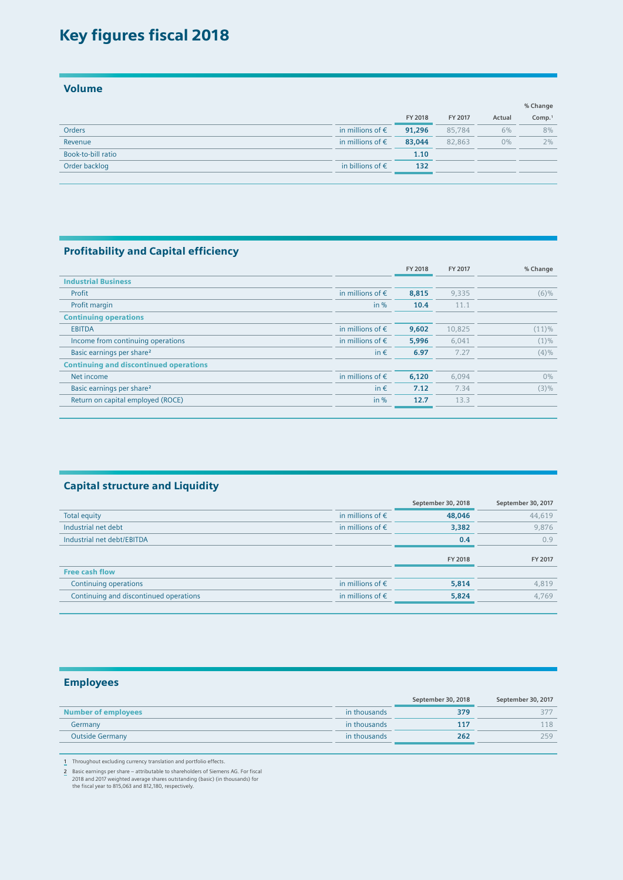# Key figures fiscal 2018

## Volume

| | | FY 2018 | FY 2017 | % Change Actual | % Change Comp.[1] |
|---|---|---|---|---|---|
| Orders | in millions of € | **91,296** | 85,784 | 6% | 8% |
| Revenue | in millions of € | **83,044** | 82,863 | 0% | 2% |
| Book-to-bill ratio | | **1.10** | | | |
| Order backlog | in billions of € | **132** | | | |

## Profitability and Capital efficiency

| | | FY 2018 | FY 2017 | % Change |
|---|---|---|---|---|
| **Industrial Business** | | | | |
| Profit | in millions of € | **8,815** | 9,335 | (6)% |
| Profit margin | in % | **10.4** | 11.1 | |
| **Continuing operations** | | | | |
| EBITDA | in millions of € | **9,602** | 10,825 | (11)% |
| Income from continuing operations | in millions of € | **5,996** | 6,041 | (1)% |
| Basic earnings per share[2] | in € | **6.97** | 7.27 | (4)% |
| **Continuing and discontinued operations** | | | | |
| Net income | in millions of € | **6,120** | 6,094 | 0% |
| Basic earnings per share[2] | in € | **7.12** | 7.34 | (3)% |
| Return on capital employed (ROCE) | in % | **12.7** | 13.3 | |

## Capital structure and Liquidity

| | | September 30, 2018 | September 30, 2017 |
|---|---|---|---|
| Total equity | in millions of € | **48,046** | 44,619 |
| Industrial net debt | in millions of € | **3,382** | 9,876 |
| Industrial net debt/EBITDA | | **0.4** | 0.9 |
| | | **FY 2018** | **FY 2017** |
| **Free cash flow** | | | |
| Continuing operations | in millions of € | **5,814** | 4,819 |
| Continuing and discontinued operations | in millions of € | **5,824** | 4,769 |

## Employees

| | | September 30, 2018 | September 30, 2017 |
|---|---|---|---|
| **Number of employees** | in thousands | **379** | 377 |
| Germany | in thousands | **117** | 118 |
| Outside Germany | in thousands | **262** | 259 |

1 Throughout excluding currency translation and portfolio effects.

2 Basic earnings per share – attributable to shareholders of Siemens AG. For fiscal 2018 and 2017 weighted average shares outstanding (basic) (in thousands) for the fiscal year to 815,063 and 812,180, respectively.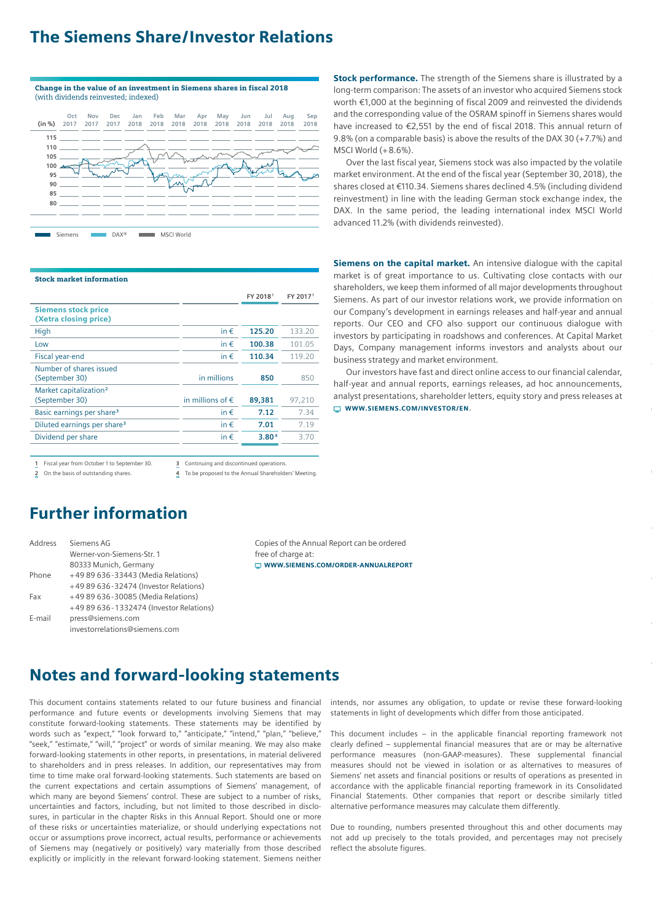# The Siemens Share/Investor Relations

**Change in the value of an investment in Siemens shares in fiscal 2018**
(with dividends reinvested; indexed)

(in %)
Oct 2017 Nov 2017 Dec 2017 Jan 2018 Feb 2018 Mar 2018 Apr 2018 May 2018 Jun 2018 Jul 2018 Aug 2018 Sep 2018
115
110
105
100
95
90
85
80

Siemens DAX® MSCI World

**Stock performance.** The strength of the Siemens share is illustrated by a long-term comparison: The assets of an investor who acquired Siemens stock worth €1,000 at the beginning of fiscal 2009 and reinvested the dividends and the corresponding value of the OSRAM spinoff in Siemens shares would have increased to €2,551 by the end of fiscal 2018. This annual return of 9.8% (on a comparable basis) is above the results of the DAX 30 (+7.7%) and MSCI World (+8.6%).

Over the last fiscal year, Siemens stock was also impacted by the volatile market environment. At the end of the fiscal year (September 30, 2018), the shares closed at €110.34. Siemens shares declined 4.5% (including dividend reinvestment) in line with the leading German stock exchange index, the DAX. In the same period, the leading international index MSCI World advanced 11.2% (with dividends reinvested).

**Stock market information**

| | | FY 2018[1] | FY 2017[1] |
|---|---|---|---|
| **Siemens stock price (Xetra closing price)** | | | |
| High | in € | **125.20** | 133.20 |
| Low | in € | **100.38** | 101.05 |
| Fiscal year-end | in € | **110.34** | 119.20 |
| Number of shares issued (September 30) | in millions | **850** | 850 |
| Market capitalization[2] (September 30) | in millions of € | **89,381** | 97,210 |
| Basic earnings per share[3] | in € | **7.12** | 7.34 |
| Diluted earnings per share[3] | in € | **7.01** | 7.19 |
| Dividend per share | in € | **3.80**[4] | 3.70 |

1 Fiscal year from October 1 to September 30.
2 On the basis of outstanding shares.
3 Continuing and discontinued operations.
4 To be proposed to the Annual Shareholders' Meeting.

**Siemens on the capital market.** An intensive dialogue with the capital market is of great importance to us. Cultivating close contacts with our shareholders, we keep them informed of all major developments throughout Siemens. As part of our investor relations work, we provide information on our Company's development in earnings releases and half-year and annual reports. Our CEO and CFO also support our continuous dialogue with investors by participating in roadshows and conferences. At Capital Market Days, Company management informs investors and analysts about our business strategy and market environment.

Our investors have fast and direct online access to our financial calendar, half-year and annual reports, earnings releases, ad hoc announcements, analyst presentations, shareholder letters, equity story and press releases at **WWW.SIEMENS.COM/INVESTOR/EN**.

# Further information

| | |
|---|---|
| Address | Siemens AG<br>Werner-von-Siemens-Str. 1<br>80333 Munich, Germany |
| Phone | +49 89 636-33443 (Media Relations)<br>+49 89 636-32474 (Investor Relations) |
| Fax | +49 89 636-30085 (Media Relations)<br>+49 89 636-1332474 (Investor Relations) |
| E-mail | press@siemens.com<br>investorrelations@siemens.com |

Copies of the Annual Report can be ordered free of charge at:
**WWW.SIEMENS.COM/ORDER-ANNUALREPORT**

# Notes and forward-looking statements

This document contains statements related to our future business and financial performance and future events or developments involving Siemens that may constitute forward-looking statements. These statements may be identified by words such as "expect," "look forward to," "anticipate," "intend," "plan," "believe," "seek," "estimate," "will," "project" or words of similar meaning. We may also make forward-looking statements in other reports, in presentations, in material delivered to shareholders and in press releases. In addition, our representatives may from time to time make oral forward-looking statements. Such statements are based on the current expectations and certain assumptions of Siemens' management, of which many are beyond Siemens' control. These are subject to a number of risks, uncertainties and factors, including, but not limited to those described in disclosures, in particular in the chapter Risks in this Annual Report. Should one or more of these risks or uncertainties materialize, or should underlying expectations not occur or assumptions prove incorrect, actual results, performance or achievements of Siemens may (negatively or positively) vary materially from those described explicitly or implicitly in the relevant forward-looking statement. Siemens neither intends, nor assumes any obligation, to update or revise these forward-looking statements in light of developments which differ from those anticipated.

This document includes – in the applicable financial reporting framework not clearly defined – supplemental financial measures that are or may be alternative performance measures (non-GAAP-measures). These supplemental financial measures should not be viewed in isolation or as alternatives to measures of Siemens' net assets and financial positions or results of operations as presented in accordance with the applicable financial reporting framework in its Consolidated Financial Statements. Other companies that report or describe similarly titled alternative performance measures may calculate them differently.

Due to rounding, numbers presented throughout this and other documents may not add up precisely to the totals provided, and percentages may not precisely reflect the absolute figures.